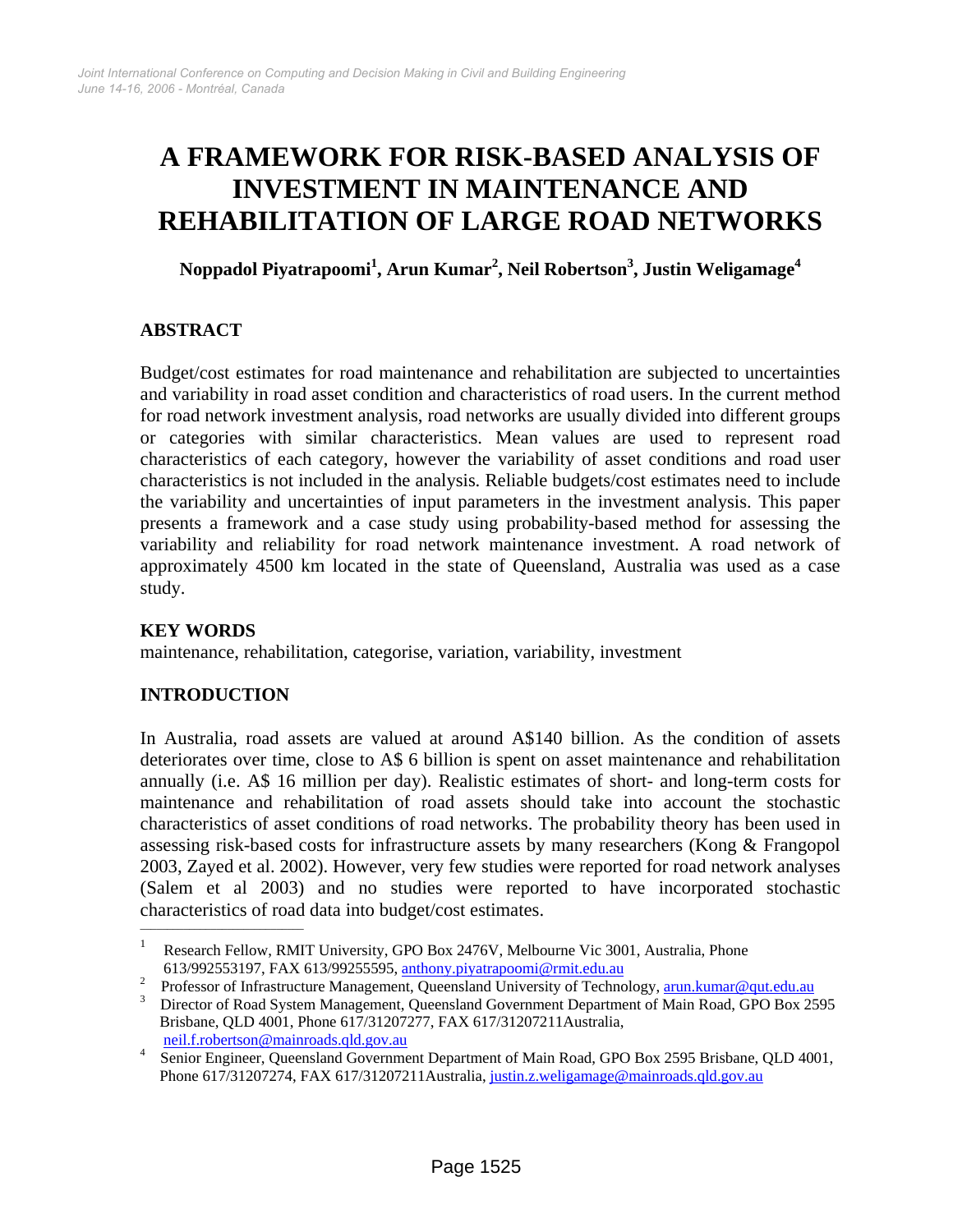# A FRAMEWORK FOR RISK-BASED ANALYSIS OF INVESTMENT IN MAINTENANCE AND REHABILITATION OF LARGE ROAD NETWORKS

**Noppadol Piyatrapoomi[1], Arun Kumar[2], Neil Robertson[3], Justin Weligamage[4]**

## ABSTRACT

Budget/cost estimates for road maintenance and rehabilitation are subjected to uncertainties and variability in road asset condition and characteristics of road users. In the current method for road network investment analysis, road networks are usually divided into different groups or categories with similar characteristics. Mean values are used to represent road characteristics of each category, however the variability of asset conditions and road user characteristics is not included in the analysis. Reliable budgets/cost estimates need to include the variability and uncertainties of input parameters in the investment analysis. This paper presents a framework and a case study using probability-based method for assessing the variability and reliability for road network maintenance investment. A road network of approximately 4500 km located in the state of Queensland, Australia was used as a case study.

## KEY WORDS

maintenance, rehabilitation, categorise, variation, variability, investment

## INTRODUCTION

In Australia, road assets are valued at around A$140 billion. As the condition of assets deteriorates over time, close to A$ 6 billion is spent on asset maintenance and rehabilitation annually (i.e. A$ 16 million per day). Realistic estimates of short- and long-term costs for maintenance and rehabilitation of road assets should take into account the stochastic characteristics of asset conditions of road networks. The probability theory has been used in assessing risk-based costs for infrastructure assets by many researchers (Kong & Frangopol 2003, Zayed et al. 2002). However, very few studies were reported for road network analyses (Salem et al 2003) and no studies were reported to have incorporated stochastic characteristics of road data into budget/cost estimates.

---

[1] Research Fellow, RMIT University, GPO Box 2476V, Melbourne Vic 3001, Australia, Phone 613/992553197, FAX 613/99255595, anthony.piyatrapoomi@rmit.edu.au

[2] Professor of Infrastructure Management, Queensland University of Technology, arun.kumar@qut.edu.au

[3] Director of Road System Management, Queensland Government Department of Main Road, GPO Box 2595 Brisbane, QLD 4001, Phone 617/31207277, FAX 617/31207211Australia, neil.f.robertson@mainroads.qld.gov.au

[4] Senior Engineer, Queensland Government Department of Main Road, GPO Box 2595 Brisbane, QLD 4001, Phone 617/31207274, FAX 617/31207211Australia, justin.z.weligamage@mainroads.qld.gov.au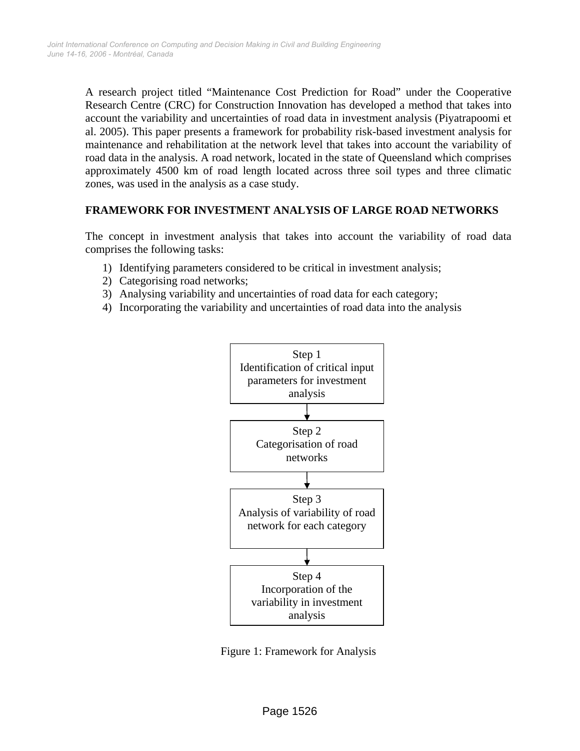A research project titled “Maintenance Cost Prediction for Road” under the Cooperative Research Centre (CRC) for Construction Innovation has developed a method that takes into account the variability and uncertainties of road data in investment analysis (Piyatrapoomi et al. 2005). This paper presents a framework for probability risk-based investment analysis for maintenance and rehabilitation at the network level that takes into account the variability of road data in the analysis. A road network, located in the state of Queensland which comprises approximately 4500 km of road length located across three soil types and three climatic zones, was used in the analysis as a case study.

## FRAMEWORK FOR INVESTMENT ANALYSIS OF LARGE ROAD NETWORKS

The concept in investment analysis that takes into account the variability of road data comprises the following tasks:

1) Identifying parameters considered to be critical in investment analysis;
2) Categorising road networks;
3) Analysing variability and uncertainties of road data for each category;
4) Incorporating the variability and uncertainties of road data into the analysis

Step 1
Identification of critical input parameters for investment analysis

↓

Step 2
Categorisation of road networks

↓

Step 3
Analysis of variability of road network for each category

↓

Step 4
Incorporation of the variability in investment analysis

Figure 1: Framework for Analysis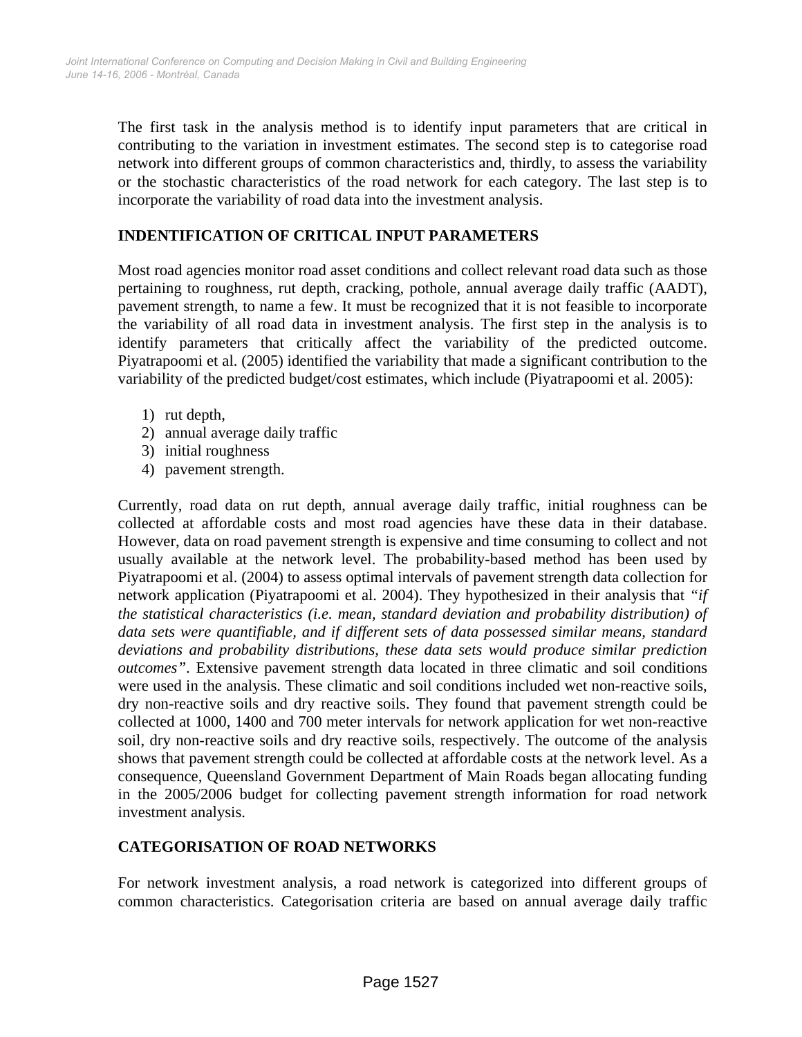The first task in the analysis method is to identify input parameters that are critical in contributing to the variation in investment estimates. The second step is to categorise road network into different groups of common characteristics and, thirdly, to assess the variability or the stochastic characteristics of the road network for each category. The last step is to incorporate the variability of road data into the investment analysis.

## INDENTIFICATION OF CRITICAL INPUT PARAMETERS

Most road agencies monitor road asset conditions and collect relevant road data such as those pertaining to roughness, rut depth, cracking, pothole, annual average daily traffic (AADT), pavement strength, to name a few. It must be recognized that it is not feasible to incorporate the variability of all road data in investment analysis. The first step in the analysis is to identify parameters that critically affect the variability of the predicted outcome. Piyatrapoomi et al. (2005) identified the variability that made a significant contribution to the variability of the predicted budget/cost estimates, which include (Piyatrapoomi et al. 2005):

1) rut depth,
2) annual average daily traffic
3) initial roughness
4) pavement strength.

Currently, road data on rut depth, annual average daily traffic, initial roughness can be collected at affordable costs and most road agencies have these data in their database. However, data on road pavement strength is expensive and time consuming to collect and not usually available at the network level. The probability-based method has been used by Piyatrapoomi et al. (2004) to assess optimal intervals of pavement strength data collection for network application (Piyatrapoomi et al. 2004). They hypothesized in their analysis that *"if the statistical characteristics (i.e. mean, standard deviation and probability distribution) of data sets were quantifiable, and if different sets of data possessed similar means, standard deviations and probability distributions, these data sets would produce similar prediction outcomes"*. Extensive pavement strength data located in three climatic and soil conditions were used in the analysis. These climatic and soil conditions included wet non-reactive soils, dry non-reactive soils and dry reactive soils. They found that pavement strength could be collected at 1000, 1400 and 700 meter intervals for network application for wet non-reactive soil, dry non-reactive soils and dry reactive soils, respectively. The outcome of the analysis shows that pavement strength could be collected at affordable costs at the network level. As a consequence, Queensland Government Department of Main Roads began allocating funding in the 2005/2006 budget for collecting pavement strength information for road network investment analysis.

## CATEGORISATION OF ROAD NETWORKS

For network investment analysis, a road network is categorized into different groups of common characteristics. Categorisation criteria are based on annual average daily traffic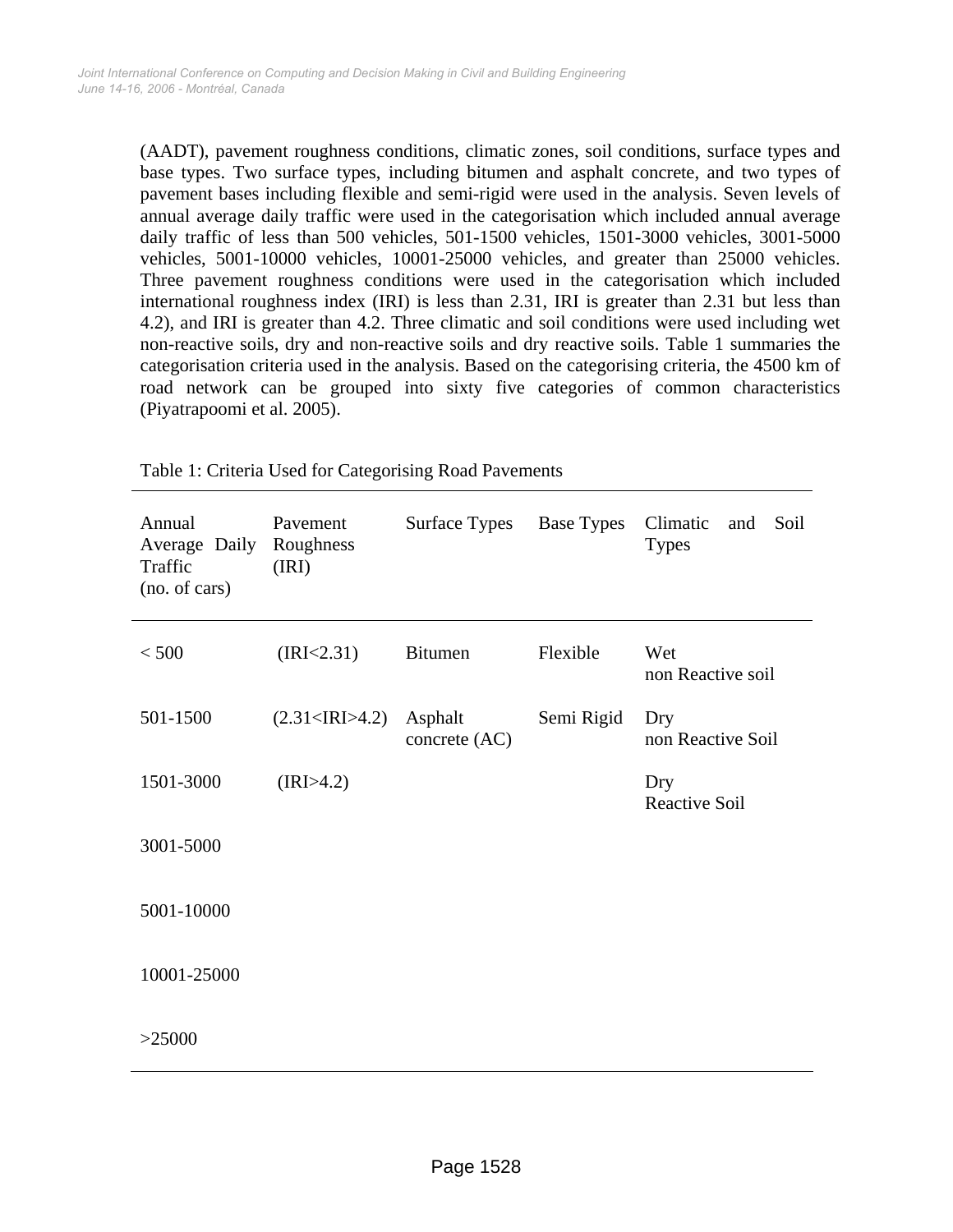(AADT), pavement roughness conditions, climatic zones, soil conditions, surface types and base types. Two surface types, including bitumen and asphalt concrete, and two types of pavement bases including flexible and semi-rigid were used in the analysis. Seven levels of annual average daily traffic were used in the categorisation which included annual average daily traffic of less than 500 vehicles, 501-1500 vehicles, 1501-3000 vehicles, 3001-5000 vehicles, 5001-10000 vehicles, 10001-25000 vehicles, and greater than 25000 vehicles. Three pavement roughness conditions were used in the categorisation which included international roughness index (IRI) is less than 2.31, IRI is greater than 2.31 but less than 4.2), and IRI is greater than 4.2. Three climatic and soil conditions were used including wet non-reactive soils, dry and non-reactive soils and dry reactive soils. Table 1 summaries the categorisation criteria used in the analysis. Based on the categorising criteria, the 4500 km of road network can be grouped into sixty five categories of common characteristics (Piyatrapoomi et al. 2005).

Table 1: Criteria Used for Categorising Road Pavements

| Annual Average Daily Traffic (no. of cars) | Pavement Roughness (IRI) | Surface Types | Base Types | Climatic and Soil Types |
|---|---|---|---|---|
| < 500 | (IRI<2.31) | Bitumen | Flexible | Wet non Reactive soil |
| 501-1500 | (2.31<IRI>4.2) | Asphalt concrete (AC) | Semi Rigid | Dry non Reactive Soil |
| 1501-3000 | (IRI>4.2) | | | Dry Reactive Soil |
| 3001-5000 | | | | |
| 5001-10000 | | | | |
| 10001-25000 | | | | |
| >25000 | | | | |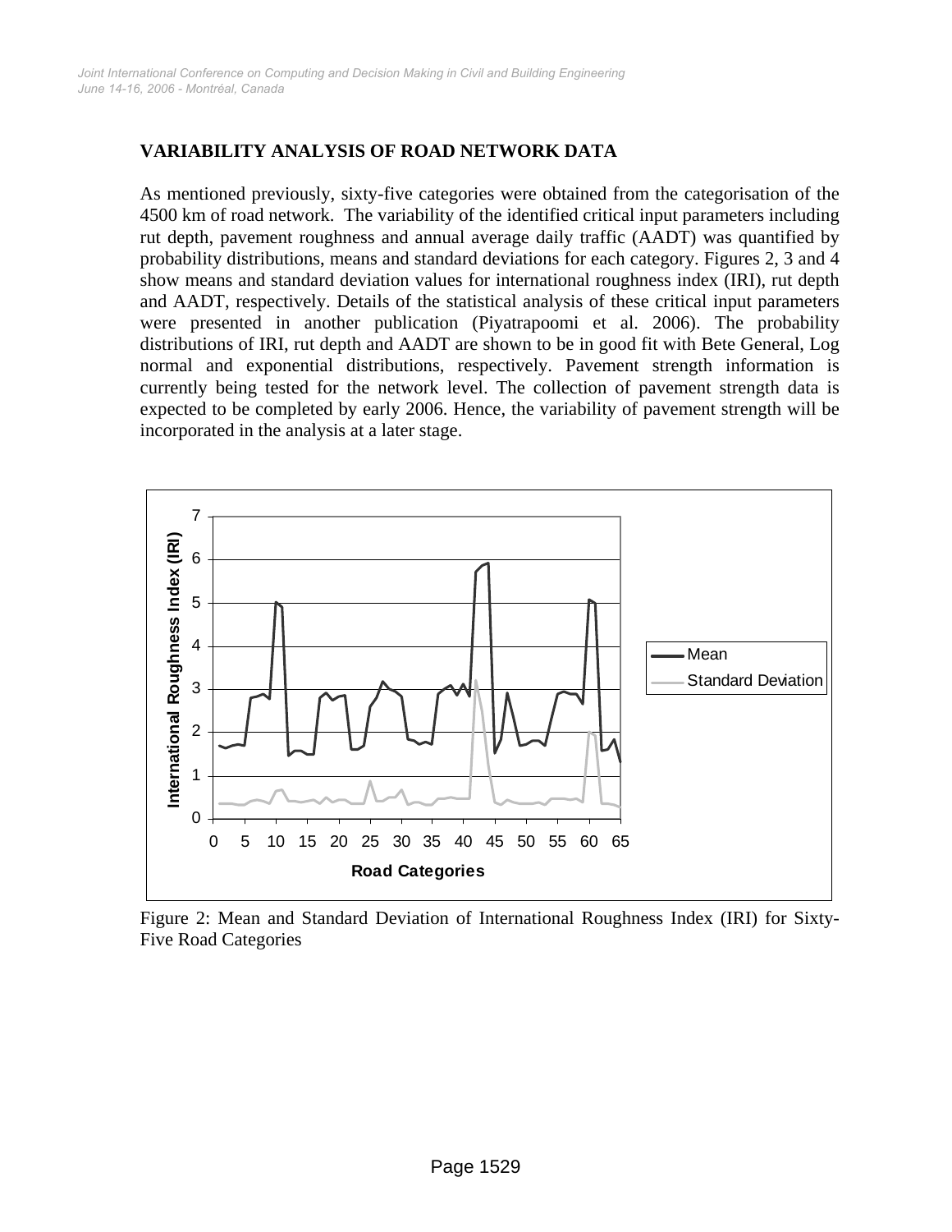## VARIABILITY ANALYSIS OF ROAD NETWORK DATA

As mentioned previously, sixty-five categories were obtained from the categorisation of the 4500 km of road network. The variability of the identified critical input parameters including rut depth, pavement roughness and annual average daily traffic (AADT) was quantified by probability distributions, means and standard deviations for each category. Figures 2, 3 and 4 show means and standard deviation values for international roughness index (IRI), rut depth and AADT, respectively. Details of the statistical analysis of these critical input parameters were presented in another publication (Piyatrapoomi et al. 2006). The probability distributions of IRI, rut depth and AADT are shown to be in good fit with Bete General, Log normal and exponential distributions, respectively. Pavement strength information is currently being tested for the network level. The collection of pavement strength data is expected to be completed by early 2006. Hence, the variability of pavement strength will be incorporated in the analysis at a later stage.

Figure 2: Mean and Standard Deviation of International Roughness Index (IRI) for Sixty-Five Road Categories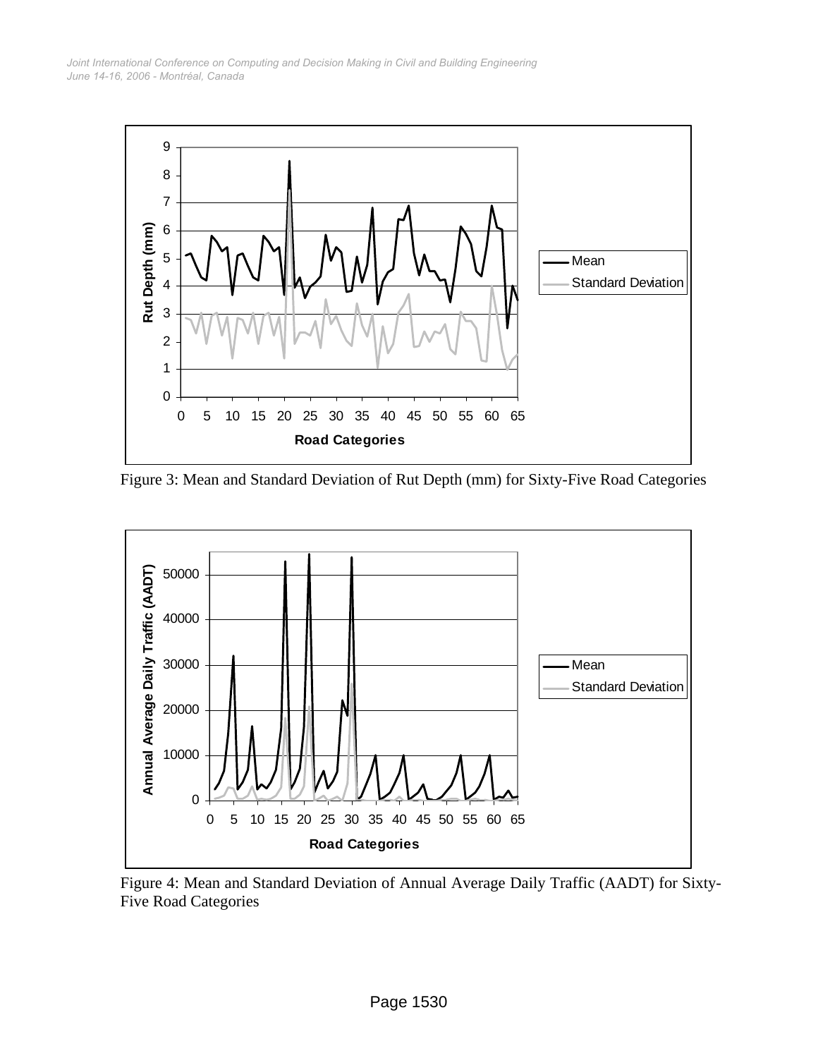Figure 3: Mean and Standard Deviation of Rut Depth (mm) for Sixty-Five Road Categories

Figure 4: Mean and Standard Deviation of Annual Average Daily Traffic (AADT) for Sixty-Five Road Categories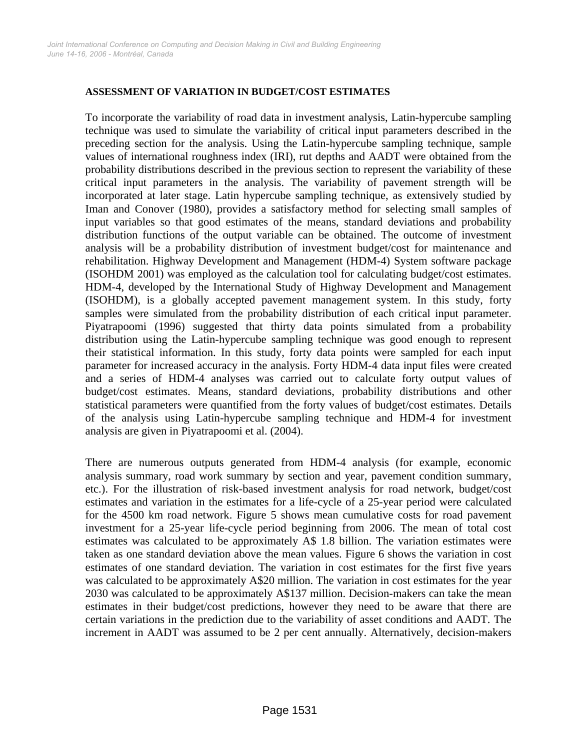## ASSESSMENT OF VARIATION IN BUDGET/COST ESTIMATES

To incorporate the variability of road data in investment analysis, Latin-hypercube sampling technique was used to simulate the variability of critical input parameters described in the preceding section for the analysis. Using the Latin-hypercube sampling technique, sample values of international roughness index (IRI), rut depths and AADT were obtained from the probability distributions described in the previous section to represent the variability of these critical input parameters in the analysis. The variability of pavement strength will be incorporated at later stage. Latin hypercube sampling technique, as extensively studied by Iman and Conover (1980), provides a satisfactory method for selecting small samples of input variables so that good estimates of the means, standard deviations and probability distribution functions of the output variable can be obtained. The outcome of investment analysis will be a probability distribution of investment budget/cost for maintenance and rehabilitation. Highway Development and Management (HDM-4) System software package (ISOHDM 2001) was employed as the calculation tool for calculating budget/cost estimates. HDM-4, developed by the International Study of Highway Development and Management (ISOHDM), is a globally accepted pavement management system. In this study, forty samples were simulated from the probability distribution of each critical input parameter. Piyatrapoomi (1996) suggested that thirty data points simulated from a probability distribution using the Latin-hypercube sampling technique was good enough to represent their statistical information. In this study, forty data points were sampled for each input parameter for increased accuracy in the analysis. Forty HDM-4 data input files were created and a series of HDM-4 analyses was carried out to calculate forty output values of budget/cost estimates. Means, standard deviations, probability distributions and other statistical parameters were quantified from the forty values of budget/cost estimates. Details of the analysis using Latin-hypercube sampling technique and HDM-4 for investment analysis are given in Piyatrapoomi et al. (2004).

There are numerous outputs generated from HDM-4 analysis (for example, economic analysis summary, road work summary by section and year, pavement condition summary, etc.). For the illustration of risk-based investment analysis for road network, budget/cost estimates and variation in the estimates for a life-cycle of a 25-year period were calculated for the 4500 km road network. Figure 5 shows mean cumulative costs for road pavement investment for a 25-year life-cycle period beginning from 2006. The mean of total cost estimates was calculated to be approximately A$ 1.8 billion. The variation estimates were taken as one standard deviation above the mean values. Figure 6 shows the variation in cost estimates of one standard deviation. The variation in cost estimates for the first five years was calculated to be approximately A$20 million. The variation in cost estimates for the year 2030 was calculated to be approximately A$137 million. Decision-makers can take the mean estimates in their budget/cost predictions, however they need to be aware that there are certain variations in the prediction due to the variability of asset conditions and AADT. The increment in AADT was assumed to be 2 per cent annually. Alternatively, decision-makers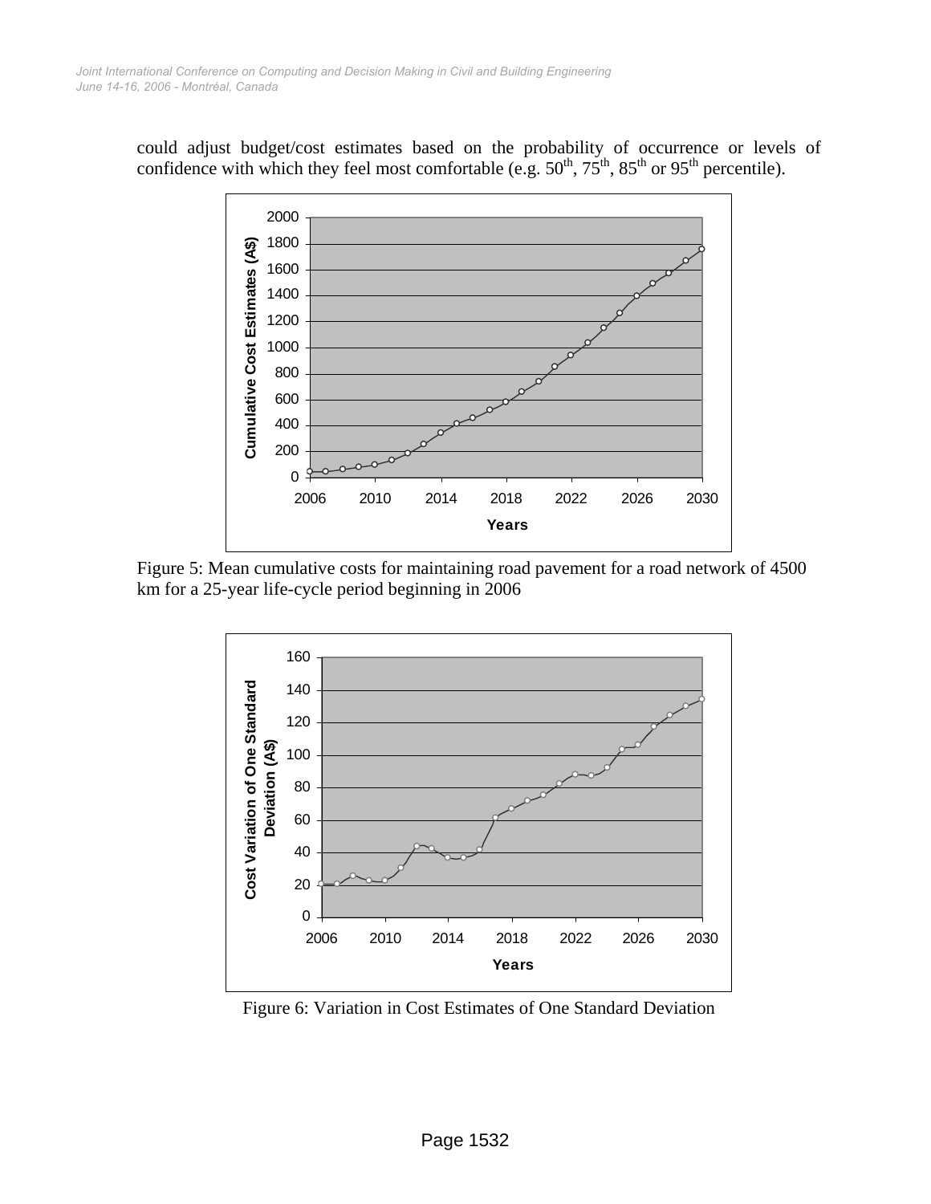could adjust budget/cost estimates based on the probability of occurrence or levels of confidence with which they feel most comfortable (e.g. 50th, 75th, 85th or 95th percentile).

Figure 5: Mean cumulative costs for maintaining road pavement for a road network of 4500 km for a 25-year life-cycle period beginning in 2006

Figure 6: Variation in Cost Estimates of One Standard Deviation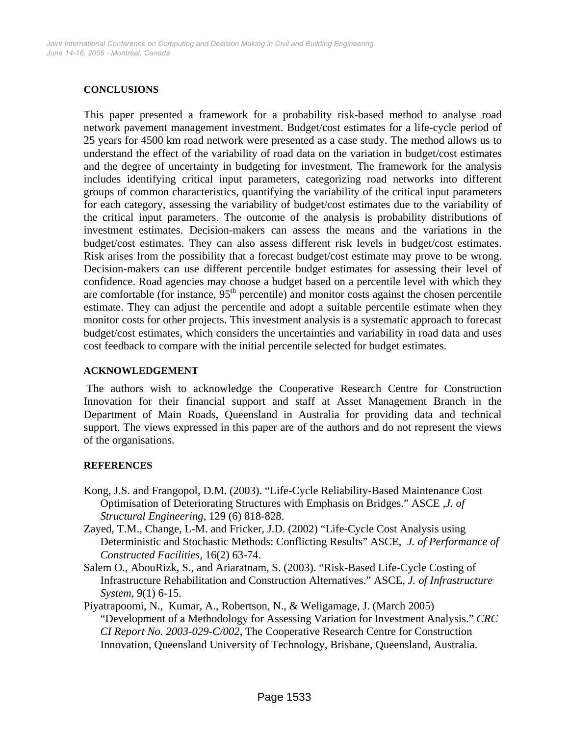## CONCLUSIONS

This paper presented a framework for a probability risk-based method to analyse road network pavement management investment. Budget/cost estimates for a life-cycle period of 25 years for 4500 km road network were presented as a case study. The method allows us to understand the effect of the variability of road data on the variation in budget/cost estimates and the degree of uncertainty in budgeting for investment. The framework for the analysis includes identifying critical input parameters, categorizing road networks into different groups of common characteristics, quantifying the variability of the critical input parameters for each category, assessing the variability of budget/cost estimates due to the variability of the critical input parameters. The outcome of the analysis is probability distributions of investment estimates. Decision-makers can assess the means and the variations in the budget/cost estimates. They can also assess different risk levels in budget/cost estimates. Risk arises from the possibility that a forecast budget/cost estimate may prove to be wrong. Decision-makers can use different percentile budget estimates for assessing their level of confidence. Road agencies may choose a budget based on a percentile level with which they are comfortable (for instance, $95^{th}$ percentile) and monitor costs against the chosen percentile estimate. They can adjust the percentile and adopt a suitable percentile estimate when they monitor costs for other projects. This investment analysis is a systematic approach to forecast budget/cost estimates, which considers the uncertainties and variability in road data and uses cost feedback to compare with the initial percentile selected for budget estimates.

## ACKNOWLEDGEMENT

The authors wish to acknowledge the Cooperative Research Centre for Construction Innovation for their financial support and staff at Asset Management Branch in the Department of Main Roads, Queensland in Australia for providing data and technical support. The views expressed in this paper are of the authors and do not represent the views of the organisations.

## REFERENCES

Kong, J.S. and Frangopol, D.M. (2003). "Life-Cycle Reliability-Based Maintenance Cost Optimisation of Deteriorating Structures with Emphasis on Bridges." ASCE ,*J. of Structural Engineering*, 129 (6) 818-828.

Zayed, T.M., Change, L-M. and Fricker, J.D. (2002) "Life-Cycle Cost Analysis using Deterministic and Stochastic Methods: Conflicting Results" ASCE, *J. of Performance of Constructed Facilities,* 16(2) 63-74.

Salem O., AbouRizk, S., and Ariaratnam, S. (2003). "Risk-Based Life-Cycle Costing of Infrastructure Rehabilitation and Construction Alternatives." ASCE, *J. of Infrastructure System*, 9(1) 6-15.

Piyatrapoomi, N., Kumar, A., Robertson, N., & Weligamage, J. (March 2005) "Development of a Methodology for Assessing Variation for Investment Analysis." *CRC CI Report No. 2003-029-C/002*, The Cooperative Research Centre for Construction Innovation, Queensland University of Technology, Brisbane, Queensland, Australia.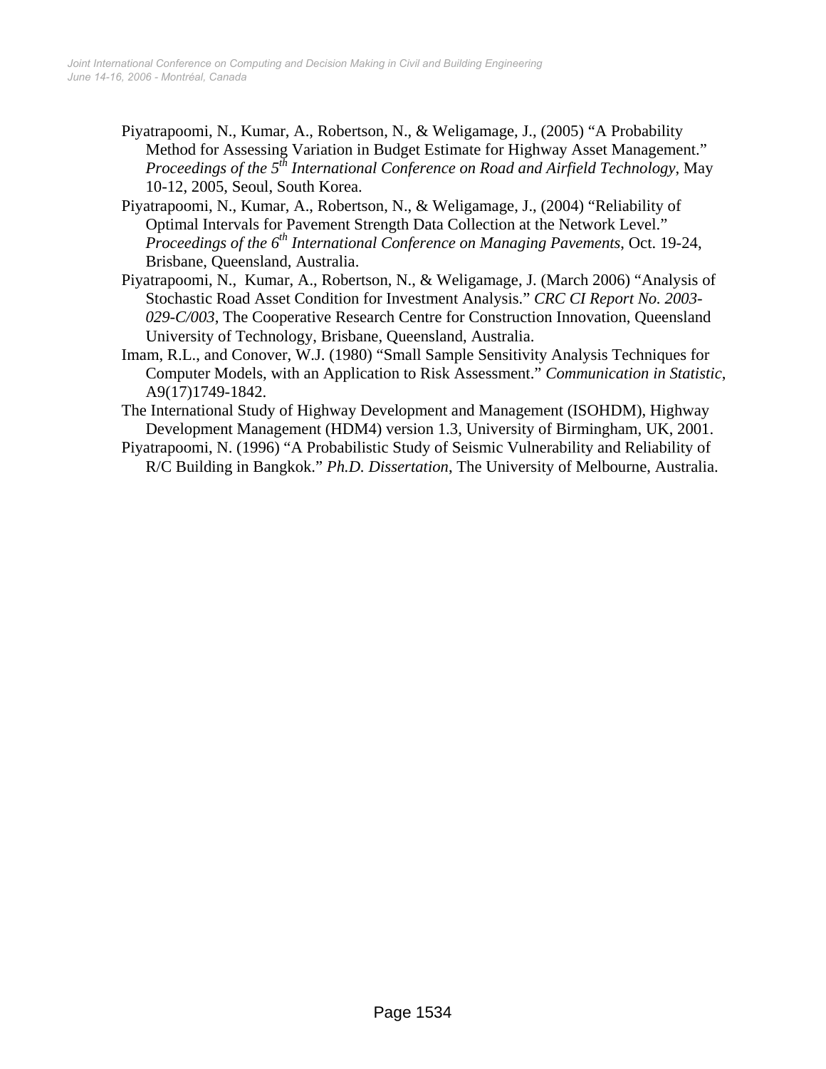Piyatrapoomi, N., Kumar, A., Robertson, N., & Weligamage, J., (2005) "A Probability Method for Assessing Variation in Budget Estimate for Highway Asset Management." *Proceedings of the 5th International Conference on Road and Airfield Technology*, May 10-12, 2005, Seoul, South Korea.

Piyatrapoomi, N., Kumar, A., Robertson, N., & Weligamage, J., (2004) "Reliability of Optimal Intervals for Pavement Strength Data Collection at the Network Level." *Proceedings of the 6th International Conference on Managing Pavements*, Oct. 19-24, Brisbane, Queensland, Australia.

Piyatrapoomi, N., Kumar, A., Robertson, N., & Weligamage, J. (March 2006) "Analysis of Stochastic Road Asset Condition for Investment Analysis." *CRC CI Report No. 2003-029-C/003*, The Cooperative Research Centre for Construction Innovation, Queensland University of Technology, Brisbane, Queensland, Australia.

Imam, R.L., and Conover, W.J. (1980) "Small Sample Sensitivity Analysis Techniques for Computer Models, with an Application to Risk Assessment." *Communication in Statistic*, A9(17)1749-1842.

The International Study of Highway Development and Management (ISOHDM), Highway Development Management (HDM4) version 1.3, University of Birmingham, UK, 2001.

Piyatrapoomi, N. (1996) "A Probabilistic Study of Seismic Vulnerability and Reliability of R/C Building in Bangkok." *Ph.D. Dissertation*, The University of Melbourne, Australia.